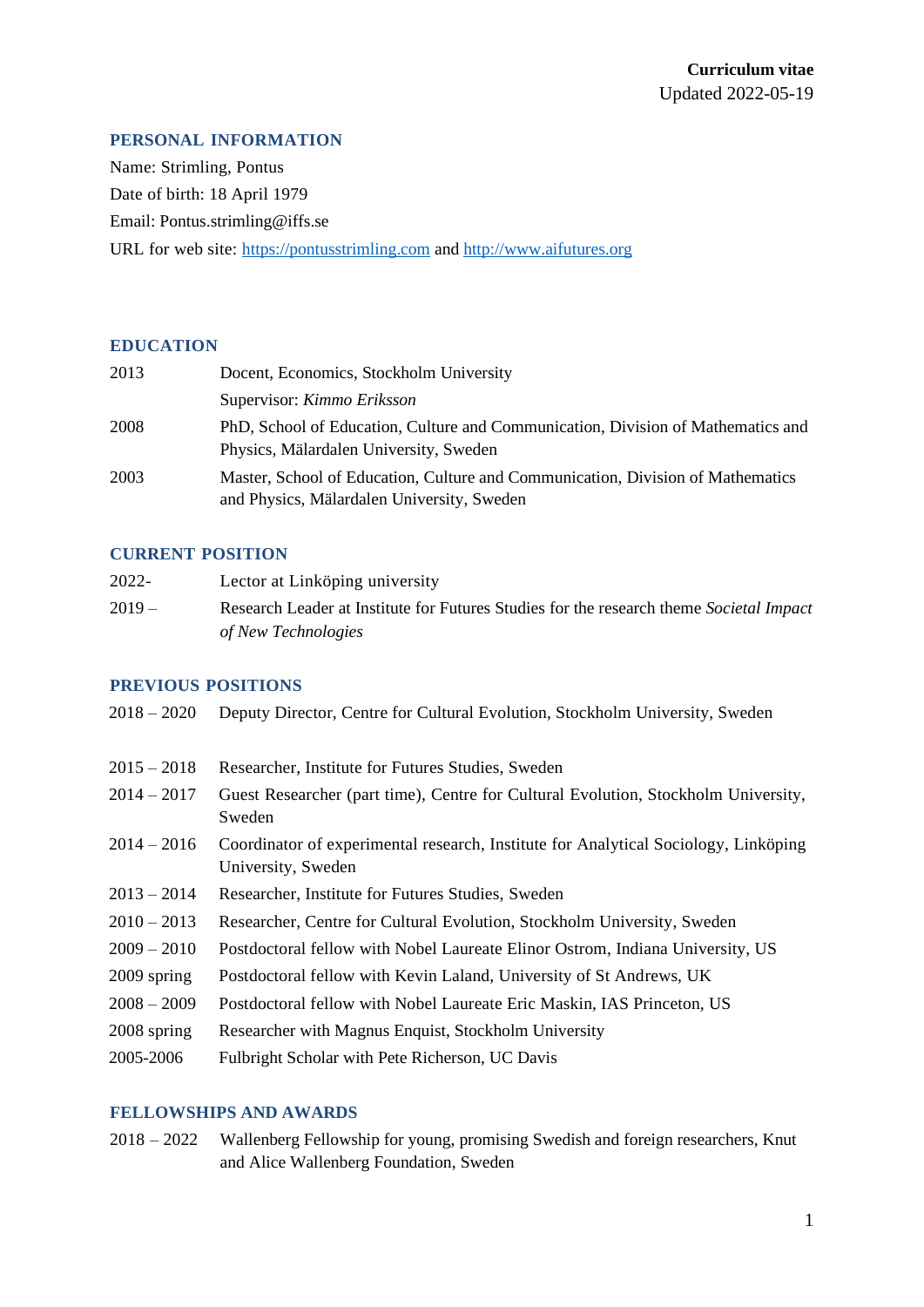**Curriculum vitae**
Updated 2022-05-19

## PERSONAL INFORMATION

Name: Strimling, Pontus
Date of birth: 18 April 1979
Email: Pontus.strimling@iffs.se
URL for web site: https://pontusstrimling.com and http://www.aifutures.org

## EDUCATION

| | |
|---|---|
| 2013 | Docent, Economics, Stockholm University |
| | Supervisor: *Kimmo Eriksson* |
| 2008 | PhD, School of Education, Culture and Communication, Division of Mathematics and Physics, Mälardalen University, Sweden |
| 2003 | Master, School of Education, Culture and Communication, Division of Mathematics and Physics, Mälardalen University, Sweden |

## CURRENT POSITION

| | |
|---|---|
| 2022- | Lector at Linköping university |
| 2019 – | Research Leader at Institute for Futures Studies for the research theme *Societal Impact of New Technologies* |

## PREVIOUS POSITIONS

| | |
|---|---|
| 2018 – 2020 | Deputy Director, Centre for Cultural Evolution, Stockholm University, Sweden |
| 2015 – 2018 | Researcher, Institute for Futures Studies, Sweden |
| 2014 – 2017 | Guest Researcher (part time), Centre for Cultural Evolution, Stockholm University, Sweden |
| 2014 – 2016 | Coordinator of experimental research, Institute for Analytical Sociology, Linköping University, Sweden |
| 2013 – 2014 | Researcher, Institute for Futures Studies, Sweden |
| 2010 – 2013 | Researcher, Centre for Cultural Evolution, Stockholm University, Sweden |
| 2009 – 2010 | Postdoctoral fellow with Nobel Laureate Elinor Ostrom, Indiana University, US |
| 2009 spring | Postdoctoral fellow with Kevin Laland, University of St Andrews, UK |
| 2008 – 2009 | Postdoctoral fellow with Nobel Laureate Eric Maskin, IAS Princeton, US |
| 2008 spring | Researcher with Magnus Enquist, Stockholm University |
| 2005-2006 | Fulbright Scholar with Pete Richerson, UC Davis |

## FELLOWSHIPS AND AWARDS

| | |
|---|---|
| 2018 – 2022 | Wallenberg Fellowship for young, promising Swedish and foreign researchers, Knut and Alice Wallenberg Foundation, Sweden |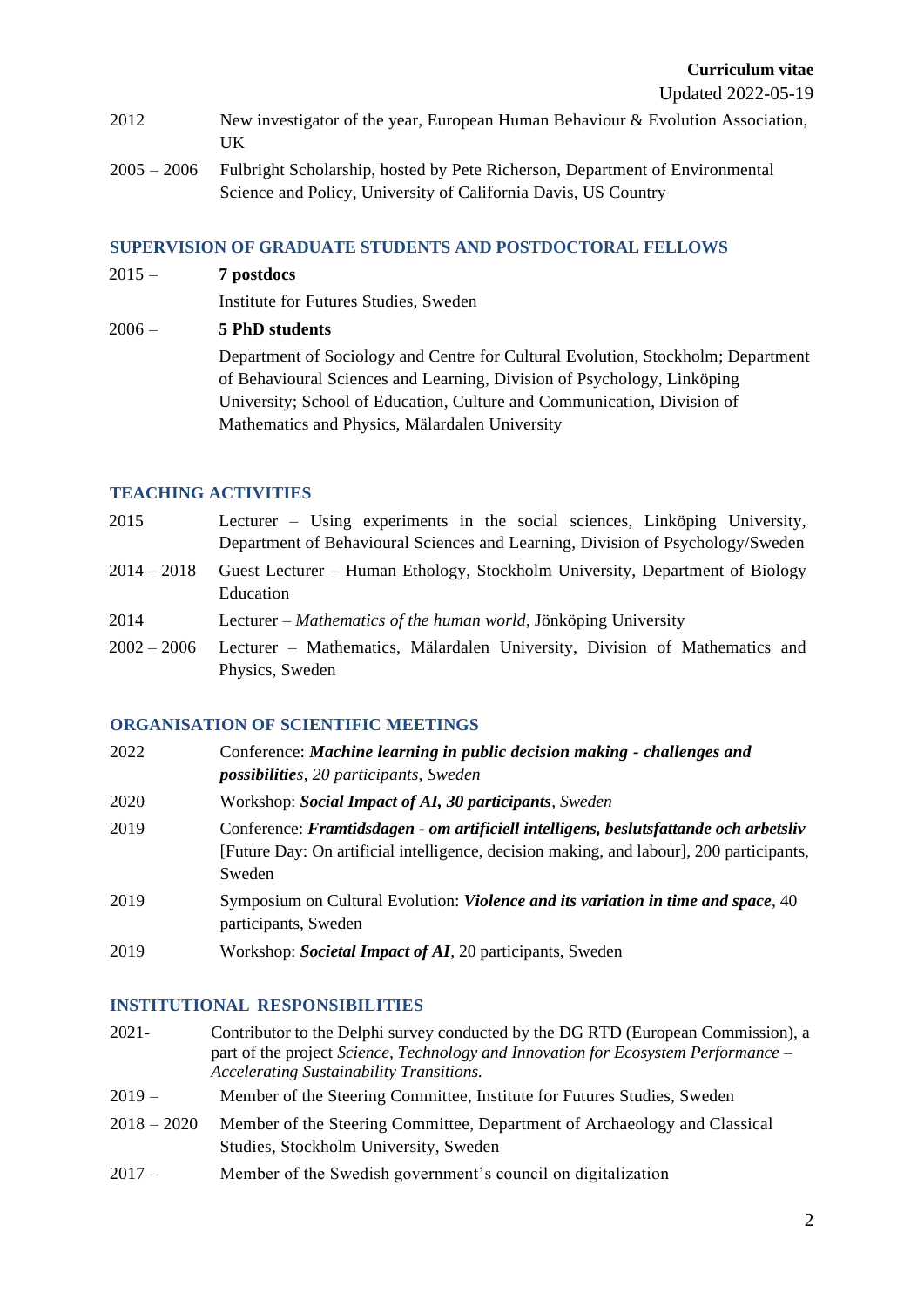**Curriculum vitae**

Updated 2022-05-19

| | |
|---|---|
| 2012 | New investigator of the year, European Human Behaviour & Evolution Association, UK |
| 2005 – 2006 | Fulbright Scholarship, hosted by Pete Richerson, Department of Environmental Science and Policy, University of California Davis, US Country |

## SUPERVISION OF GRADUATE STUDENTS AND POSTDOCTORAL FELLOWS

| | |
|---|---|
| 2015 – | **7 postdocs**<br>Institute for Futures Studies, Sweden |
| 2006 – | **5 PhD students**<br>Department of Sociology and Centre for Cultural Evolution, Stockholm; Department of Behavioural Sciences and Learning, Division of Psychology, Linköping University; School of Education, Culture and Communication, Division of Mathematics and Physics, Mälardalen University |

## TEACHING ACTIVITIES

| | |
|---|---|
| 2015 | Lecturer – Using experiments in the social sciences, Linköping University, Department of Behavioural Sciences and Learning, Division of Psychology/Sweden |
| 2014 – 2018 | Guest Lecturer – Human Ethology, Stockholm University, Department of Biology Education |
| 2014 | Lecturer – *Mathematics of the human world*, Jönköping University |
| 2002 – 2006 | Lecturer – Mathematics, Mälardalen University, Division of Mathematics and Physics, Sweden |

## ORGANISATION OF SCIENTIFIC MEETINGS

| | |
|---|---|
| 2022 | Conference: ***Machine learning in public decision making - challenges and possibilitie****s, 20 participants, Sweden* |
| 2020 | Workshop: ***Social Impact of AI, 30 participants****, Sweden* |
| 2019 | Conference: ***Framtidsdagen - om artificiell intelligens, beslutsfattande och arbetsliv*** [Future Day: On artificial intelligence, decision making, and labour], 200 participants, Sweden |
| 2019 | Symposium on Cultural Evolution: ***Violence and its variation in time and space***, 40 participants, Sweden |
| 2019 | Workshop: ***Societal Impact of AI***, 20 participants, Sweden |

## INSTITUTIONAL RESPONSIBILITIES

| | |
|---|---|
| 2021- | Contributor to the Delphi survey conducted by the DG RTD (European Commission), a part of the project *Science, Technology and Innovation for Ecosystem Performance – Accelerating Sustainability Transitions.* |
| 2019 – | Member of the Steering Committee, Institute for Futures Studies, Sweden |
| 2018 – 2020 | Member of the Steering Committee, Department of Archaeology and Classical Studies, Stockholm University, Sweden |
| 2017 – | Member of the Swedish government's council on digitalization |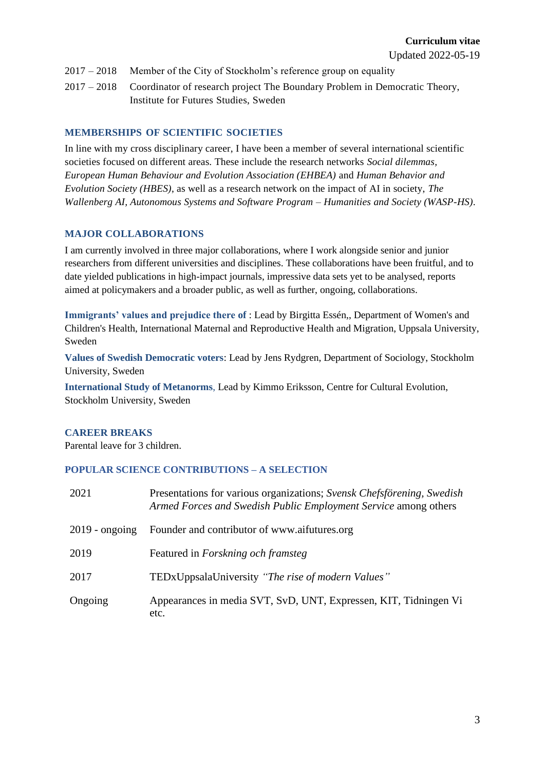2017 – 2018 Member of the City of Stockholm's reference group on equality

2017 – 2018 Coordinator of research project The Boundary Problem in Democratic Theory, Institute for Futures Studies, Sweden

## MEMBERSHIPS OF SCIENTIFIC SOCIETIES

In line with my cross disciplinary career, I have been a member of several international scientific societies focused on different areas. These include the research networks *Social dilemmas*, *European Human Behaviour and Evolution Association (EHBEA)* and *Human Behavior and Evolution Society (HBES)*, as well as a research network on the impact of AI in society, *The Wallenberg AI, Autonomous Systems and Software Program – Humanities and Society (WASP-HS)*.

## MAJOR COLLABORATIONS

I am currently involved in three major collaborations, where I work alongside senior and junior researchers from different universities and disciplines. These collaborations have been fruitful, and to date yielded publications in high-impact journals, impressive data sets yet to be analysed, reports aimed at policymakers and a broader public, as well as further, ongoing, collaborations.

**Immigrants' values and prejudice there of** : Lead by Birgitta Essén,, Department of Women's and Children's Health, International Maternal and Reproductive Health and Migration, Uppsala University, Sweden

**Values of Swedish Democratic voters**: Lead by Jens Rydgren, Department of Sociology, Stockholm University, Sweden

**International Study of Metanorms**, Lead by Kimmo Eriksson, Centre for Cultural Evolution, Stockholm University, Sweden

## CAREER BREAKS

Parental leave for 3 children.

## POPULAR SCIENCE CONTRIBUTIONS – A SELECTION

| | |
|---|---|
| 2021 | Presentations for various organizations; *Svensk Chefsförening, Swedish Armed Forces and Swedish Public Employment Service* among others |
| 2019 - ongoing | Founder and contributor of www.aifutures.org |
| 2019 | Featured in *Forskning och framsteg* |
| 2017 | TEDxUppsalaUniversity *"The rise of modern Values"* |
| Ongoing | Appearances in media SVT, SvD, UNT, Expressen, KIT, Tidningen Vi etc. |